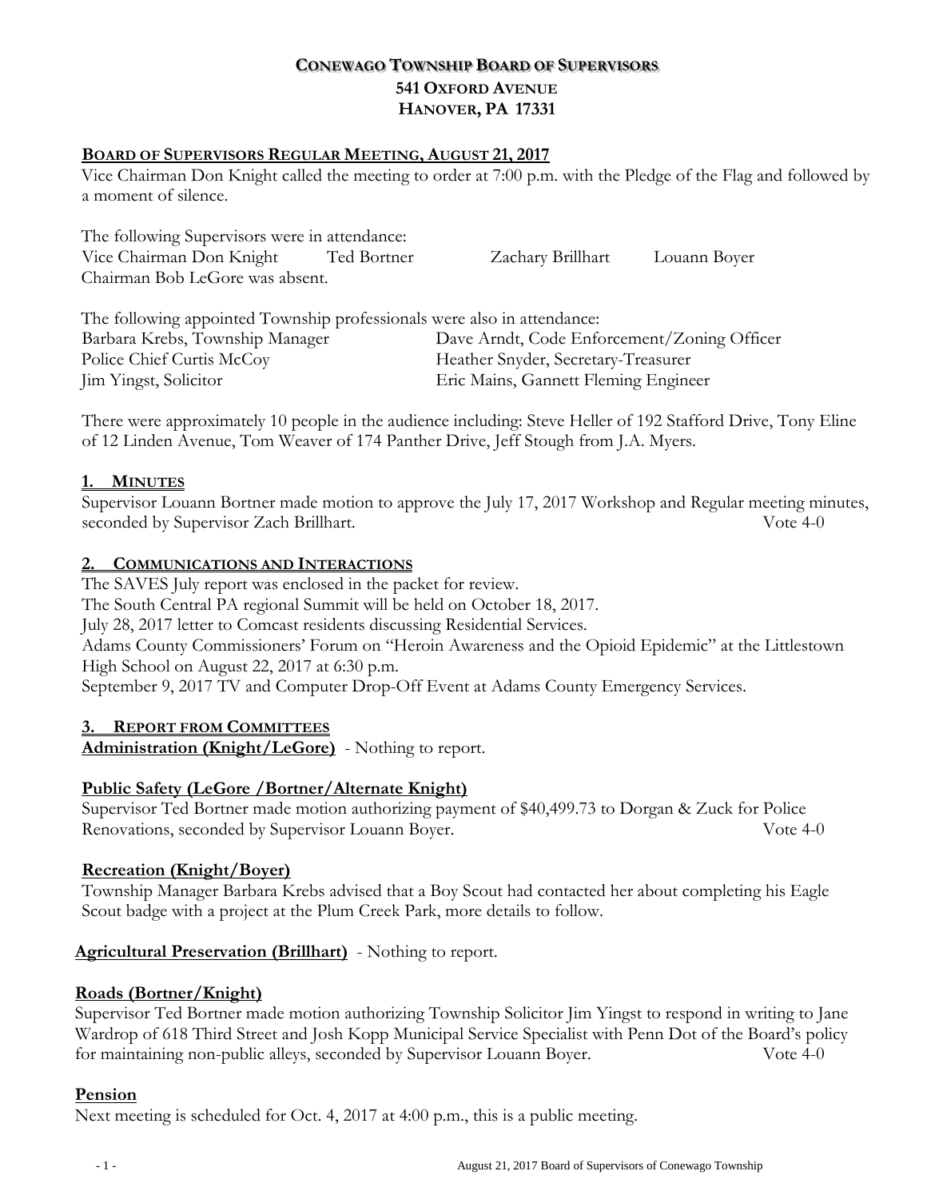# CONEWAGO TOWNSHIP BOARD OF SUPERVISORS
## 541 OXFORD AVENUE
## HANOVER, PA 17331

**BOARD OF SUPERVISORS REGULAR MEETING, AUGUST 21, 2017**

Vice Chairman Don Knight called the meeting to order at 7:00 p.m. with the Pledge of the Flag and followed by a moment of silence.

The following Supervisors were in attendance:
Vice Chairman Don Knight    Ted Bortner    Zachary Brillhart    Louann Boyer
Chairman Bob LeGore was absent.

The following appointed Township professionals were also in attendance:

Barbara Krebs, Township Manager
Dave Arndt, Code Enforcement/Zoning Officer
Police Chief Curtis McCoy
Heather Snyder, Secretary-Treasurer
Jim Yingst, Solicitor
Eric Mains, Gannett Fleming Engineer

There were approximately 10 people in the audience including: Steve Heller of 192 Stafford Drive, Tony Eline of 12 Linden Avenue, Tom Weaver of 174 Panther Drive, Jeff Stough from J.A. Myers.

**1. MINUTES**

Supervisor Louann Bortner made motion to approve the July 17, 2017 Workshop and Regular meeting minutes, seconded by Supervisor Zach Brillhart. Vote 4-0

**2. COMMUNICATIONS AND INTERACTIONS**

The SAVES July report was enclosed in the packet for review.
The South Central PA regional Summit will be held on October 18, 2017.
July 28, 2017 letter to Comcast residents discussing Residential Services.
Adams County Commissioners' Forum on "Heroin Awareness and the Opioid Epidemic" at the Littlestown High School on August 22, 2017 at 6:30 p.m.
September 9, 2017 TV and Computer Drop-Off Event at Adams County Emergency Services.

**3. REPORT FROM COMMITTEES**

**Administration (Knight/LeGore)** - Nothing to report.

**Public Safety (LeGore /Bortner/Alternate Knight)**

Supervisor Ted Bortner made motion authorizing payment of $40,499.73 to Dorgan & Zuck for Police Renovations, seconded by Supervisor Louann Boyer. Vote 4-0

**Recreation (Knight/Boyer)**

Township Manager Barbara Krebs advised that a Boy Scout had contacted her about completing his Eagle Scout badge with a project at the Plum Creek Park, more details to follow.

**Agricultural Preservation (Brillhart)** - Nothing to report.

**Roads (Bortner/Knight)**

Supervisor Ted Bortner made motion authorizing Township Solicitor Jim Yingst to respond in writing to Jane Wardrop of 618 Third Street and Josh Kopp Municipal Service Specialist with Penn Dot of the Board's policy for maintaining non-public alleys, seconded by Supervisor Louann Boyer. Vote 4-0

**Pension**

Next meeting is scheduled for Oct. 4, 2017 at 4:00 p.m., this is a public meeting.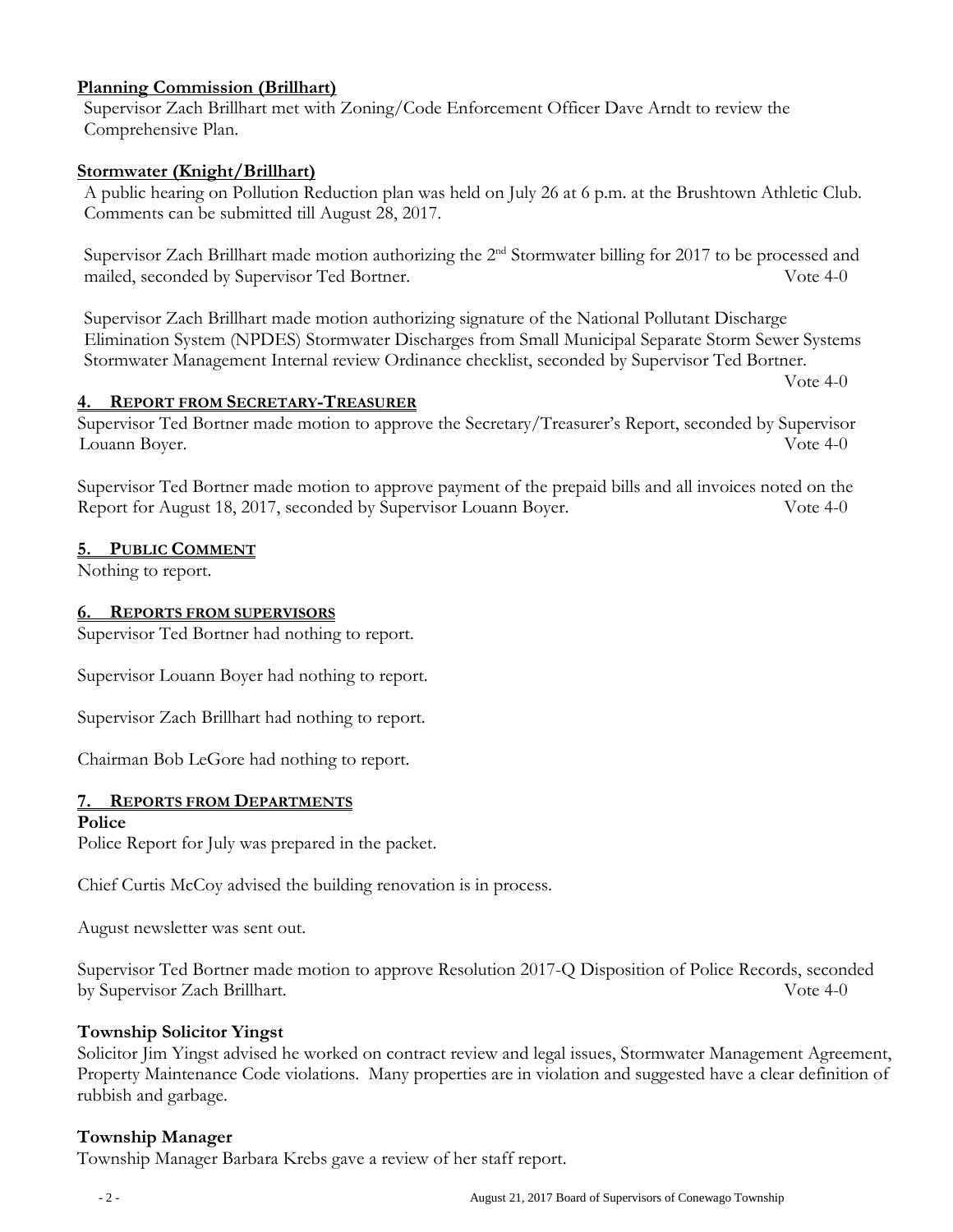**Planning Commission (Brillhart)**

Supervisor Zach Brillhart met with Zoning/Code Enforcement Officer Dave Arndt to review the Comprehensive Plan.

**Stormwater (Knight/Brillhart)**

A public hearing on Pollution Reduction plan was held on July 26 at 6 p.m. at the Brushtown Athletic Club. Comments can be submitted till August 28, 2017.

Supervisor Zach Brillhart made motion authorizing the 2nd Stormwater billing for 2017 to be processed and mailed, seconded by Supervisor Ted Bortner. Vote 4-0

Supervisor Zach Brillhart made motion authorizing signature of the National Pollutant Discharge Elimination System (NPDES) Stormwater Discharges from Small Municipal Separate Storm Sewer Systems Stormwater Management Internal review Ordinance checklist, seconded by Supervisor Ted Bortner. Vote 4-0

## 4. REPORT FROM SECRETARY-TREASURER

Supervisor Ted Bortner made motion to approve the Secretary/Treasurer's Report, seconded by Supervisor Louann Boyer. Vote 4-0

Supervisor Ted Bortner made motion to approve payment of the prepaid bills and all invoices noted on the Report for August 18, 2017, seconded by Supervisor Louann Boyer. Vote 4-0

## 5. PUBLIC COMMENT

Nothing to report.

## 6. REPORTS FROM SUPERVISORS

Supervisor Ted Bortner had nothing to report.

Supervisor Louann Boyer had nothing to report.

Supervisor Zach Brillhart had nothing to report.

Chairman Bob LeGore had nothing to report.

## 7. REPORTS FROM DEPARTMENTS

**Police**

Police Report for July was prepared in the packet.

Chief Curtis McCoy advised the building renovation is in process.

August newsletter was sent out.

Supervisor Ted Bortner made motion to approve Resolution 2017-Q Disposition of Police Records, seconded by Supervisor Zach Brillhart. Vote 4-0

**Township Solicitor Yingst**

Solicitor Jim Yingst advised he worked on contract review and legal issues, Stormwater Management Agreement, Property Maintenance Code violations. Many properties are in violation and suggested have a clear definition of rubbish and garbage.

**Township Manager**

Township Manager Barbara Krebs gave a review of her staff report.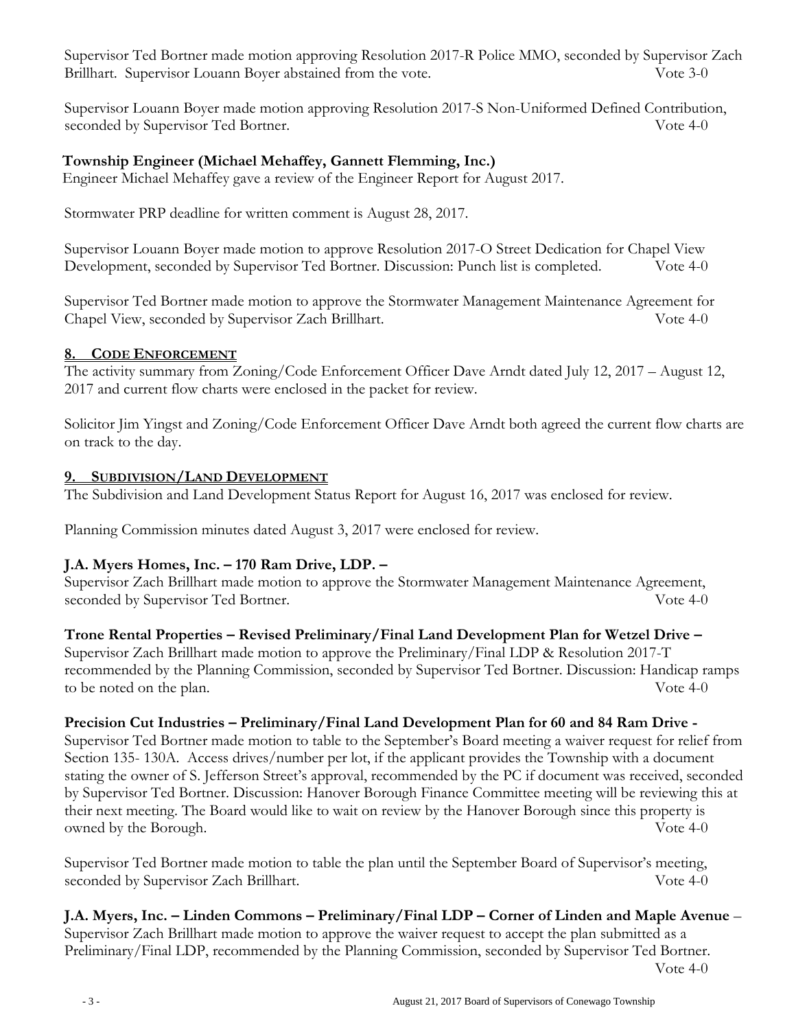Supervisor Ted Bortner made motion approving Resolution 2017-R Police MMO, seconded by Supervisor Zach Brillhart. Supervisor Louann Boyer abstained from the vote. Vote 3-0

Supervisor Louann Boyer made motion approving Resolution 2017-S Non-Uniformed Defined Contribution, seconded by Supervisor Ted Bortner. Vote 4-0

**Township Engineer (Michael Mehaffey, Gannett Flemming, Inc.)**
Engineer Michael Mehaffey gave a review of the Engineer Report for August 2017.

Stormwater PRP deadline for written comment is August 28, 2017.

Supervisor Louann Boyer made motion to approve Resolution 2017-O Street Dedication for Chapel View Development, seconded by Supervisor Ted Bortner. Discussion: Punch list is completed. Vote 4-0

Supervisor Ted Bortner made motion to approve the Stormwater Management Maintenance Agreement for Chapel View, seconded by Supervisor Zach Brillhart. Vote 4-0

## 8. CODE ENFORCEMENT

The activity summary from Zoning/Code Enforcement Officer Dave Arndt dated July 12, 2017 – August 12, 2017 and current flow charts were enclosed in the packet for review.

Solicitor Jim Yingst and Zoning/Code Enforcement Officer Dave Arndt both agreed the current flow charts are on track to the day.

## 9. SUBDIVISION/LAND DEVELOPMENT

The Subdivision and Land Development Status Report for August 16, 2017 was enclosed for review.

Planning Commission minutes dated August 3, 2017 were enclosed for review.

**J.A. Myers Homes, Inc. – 170 Ram Drive, LDP. –**
Supervisor Zach Brillhart made motion to approve the Stormwater Management Maintenance Agreement, seconded by Supervisor Ted Bortner. Vote 4-0

**Trone Rental Properties – Revised Preliminary/Final Land Development Plan for Wetzel Drive –**
Supervisor Zach Brillhart made motion to approve the Preliminary/Final LDP & Resolution 2017-T recommended by the Planning Commission, seconded by Supervisor Ted Bortner. Discussion: Handicap ramps to be noted on the plan. Vote 4-0

**Precision Cut Industries – Preliminary/Final Land Development Plan for 60 and 84 Ram Drive -**
Supervisor Ted Bortner made motion to table to the September's Board meeting a waiver request for relief from Section 135- 130A. Access drives/number per lot, if the applicant provides the Township with a document stating the owner of S. Jefferson Street's approval, recommended by the PC if document was received, seconded by Supervisor Ted Bortner. Discussion: Hanover Borough Finance Committee meeting will be reviewing this at their next meeting. The Board would like to wait on review by the Hanover Borough since this property is owned by the Borough. Vote 4-0

Supervisor Ted Bortner made motion to table the plan until the September Board of Supervisor's meeting, seconded by Supervisor Zach Brillhart. Vote 4-0

**J.A. Myers, Inc. – Linden Commons – Preliminary/Final LDP – Corner of Linden and Maple Avenue** –
Supervisor Zach Brillhart made motion to approve the waiver request to accept the plan submitted as a Preliminary/Final LDP, recommended by the Planning Commission, seconded by Supervisor Ted Bortner. Vote 4-0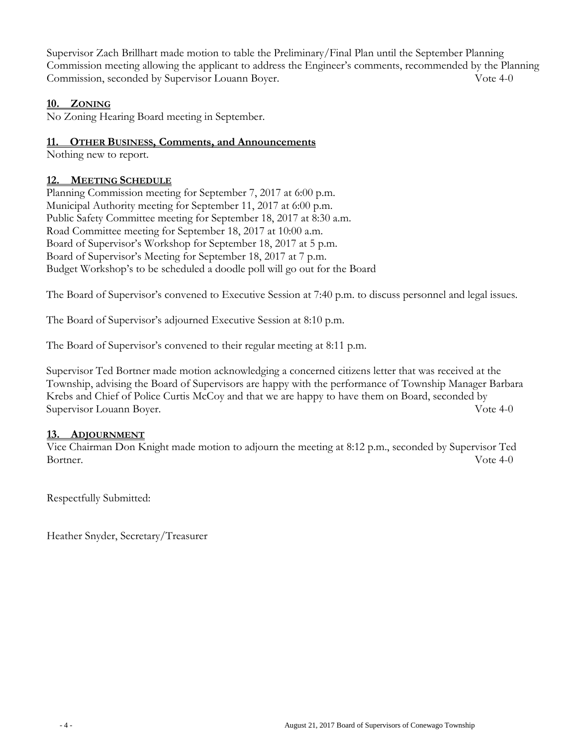Supervisor Zach Brillhart made motion to table the Preliminary/Final Plan until the September Planning Commission meeting allowing the applicant to address the Engineer's comments, recommended by the Planning Commission, seconded by Supervisor Louann Boyer. Vote 4-0

## 10. ZONING

No Zoning Hearing Board meeting in September.

## 11. OTHER BUSINESS, Comments, and Announcements

Nothing new to report.

## 12. MEETING SCHEDULE

Planning Commission meeting for September 7, 2017 at 6:00 p.m.
Municipal Authority meeting for September 11, 2017 at 6:00 p.m.
Public Safety Committee meeting for September 18, 2017 at 8:30 a.m.
Road Committee meeting for September 18, 2017 at 10:00 a.m.
Board of Supervisor's Workshop for September 18, 2017 at 5 p.m.
Board of Supervisor's Meeting for September 18, 2017 at 7 p.m.
Budget Workshop's to be scheduled a doodle poll will go out for the Board

The Board of Supervisor's convened to Executive Session at 7:40 p.m. to discuss personnel and legal issues.

The Board of Supervisor's adjourned Executive Session at 8:10 p.m.

The Board of Supervisor's convened to their regular meeting at 8:11 p.m.

Supervisor Ted Bortner made motion acknowledging a concerned citizens letter that was received at the Township, advising the Board of Supervisors are happy with the performance of Township Manager Barbara Krebs and Chief of Police Curtis McCoy and that we are happy to have them on Board, seconded by Supervisor Louann Boyer. Vote 4-0

## 13. ADJOURNMENT

Vice Chairman Don Knight made motion to adjourn the meeting at 8:12 p.m., seconded by Supervisor Ted Bortner. Vote 4-0

Respectfully Submitted:

Heather Snyder, Secretary/Treasurer